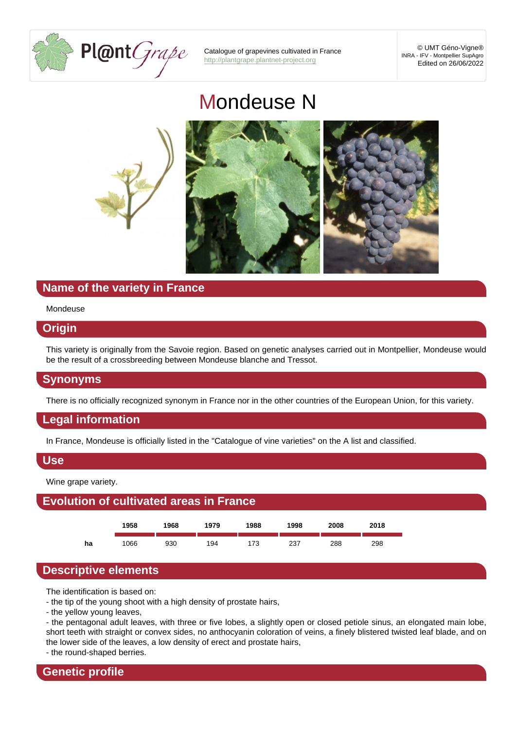Pl@ntGrape

Catalogue of grapevines cultivated in France
http://plantgrape.plantnet-project.org

© UMT Géno-Vigne®
INRA - IFV - Montpellier SupAgro
Edited on 26/06/2022

# Mondeuse N

## Name of the variety in France

Mondeuse

## Origin

This variety is originally from the Savoie region. Based on genetic analyses carried out in Montpellier, Mondeuse would be the result of a crossbreeding between Mondeuse blanche and Tressot.

## Synonyms

There is no officially recognized synonym in France nor in the other countries of the European Union, for this variety.

## Legal information

In France, Mondeuse is officially listed in the "Catalogue of vine varieties" on the A list and classified.

## Use

Wine grape variety.

## Evolution of cultivated areas in France

| | 1958 | 1968 | 1979 | 1988 | 1998 | 2008 | 2018 |
|---|---|---|---|---|---|---|---|
| ha | 1066 | 930 | 194 | 173 | 237 | 288 | 298 |

## Descriptive elements

The identification is based on:
- the tip of the young shoot with a high density of prostate hairs,
- the yellow young leaves,
- the pentagonal adult leaves, with three or five lobes, a slightly open or closed petiole sinus, an elongated main lobe, short teeth with straight or convex sides, no anthocyanin coloration of veins, a finely blistered twisted leaf blade, and on the lower side of the leaves, a low density of erect and prostate hairs,
- the round-shaped berries.

## Genetic profile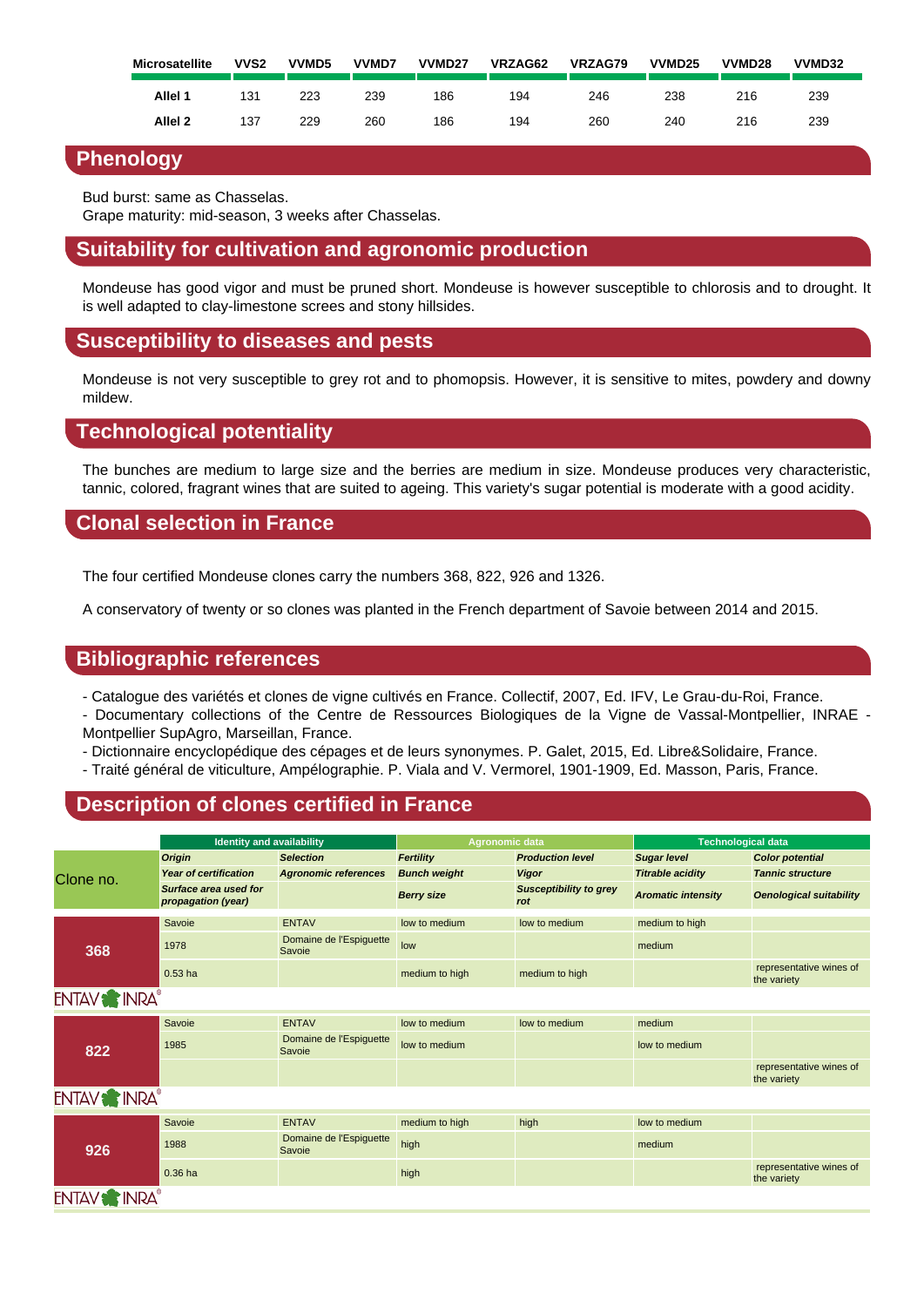| Microsatellite | VVS2 | VVMD5 | VVMD7 | VVMD27 | VRZAG62 | VRZAG79 | VVMD25 | VVMD28 | VVMD32 |
|---|---|---|---|---|---|---|---|---|---|
| Allel 1 | 131 | 223 | 239 | 186 | 194 | 246 | 238 | 216 | 239 |
| Allel 2 | 137 | 229 | 260 | 186 | 194 | 260 | 240 | 216 | 239 |

## Phenology

Bud burst: same as Chasselas.
Grape maturity: mid-season, 3 weeks after Chasselas.

## Suitability for cultivation and agronomic production

Mondeuse has good vigor and must be pruned short. Mondeuse is however susceptible to chlorosis and to drought. It is well adapted to clay-limestone screes and stony hillsides.

## Susceptibility to diseases and pests

Mondeuse is not very susceptible to grey rot and to phomopsis. However, it is sensitive to mites, powdery and downy mildew.

## Technological potentiality

The bunches are medium to large size and the berries are medium in size. Mondeuse produces very characteristic, tannic, colored, fragrant wines that are suited to ageing. This variety's sugar potential is moderate with a good acidity.

## Clonal selection in France

The four certified Mondeuse clones carry the numbers 368, 822, 926 and 1326.

A conservatory of twenty or so clones was planted in the French department of Savoie between 2014 and 2015.

## Bibliographic references

- Catalogue des variétés et clones de vigne cultivés en France. Collectif, 2007, Ed. IFV, Le Grau-du-Roi, France.
- Documentary collections of the Centre de Ressources Biologiques de la Vigne de Vassal-Montpellier, INRAE - Montpellier SupAgro, Marseillan, France.
- Dictionnaire encyclopédique des cépages et de leurs synonymes. P. Galet, 2015, Ed. Libre&Solidaire, France.
- Traité général de viticulture, Ampélographie. P. Viala and V. Vermorel, 1901-1909, Ed. Masson, Paris, France.

## Description of clones certified in France

| Clone no. | Identity and availability | | Agronomic data | | Technological data | |
|---|---|---|---|---|---|---|
| | *Origin* | *Selection* | *Fertility* | *Production level* | *Sugar level* | *Color potential* |
| | *Year of certification* | *Agronomic references* | *Bunch weight* | *Vigor* | *Titrable acidity* | *Tannic structure* |
| | *Surface area used for propagation (year)* | | *Berry size* | *Susceptibility to grey rot* | *Aromatic intensity* | *Oenological suitability* |
| **368** | Savoie | ENTAV | low to medium | low to medium | medium to high | |
| | 1978 | Domaine de l'Espiguette Savoie | low | | medium | |
| | 0.53 ha | | medium to high | medium to high | | representative wines of the variety |
| ENTAV INRA® | | | | | | |
| **822** | Savoie | ENTAV | low to medium | low to medium | medium | |
| | 1985 | Domaine de l'Espiguette Savoie | low to medium | | low to medium | |
| | | | | | | representative wines of the variety |
| ENTAV INRA® | | | | | | |
| **926** | Savoie | ENTAV | medium to high | high | low to medium | |
| | 1988 | Domaine de l'Espiguette Savoie | high | | medium | |
| | 0.36 ha | | high | | | representative wines of the variety |
| ENTAV INRA® | | | | | | |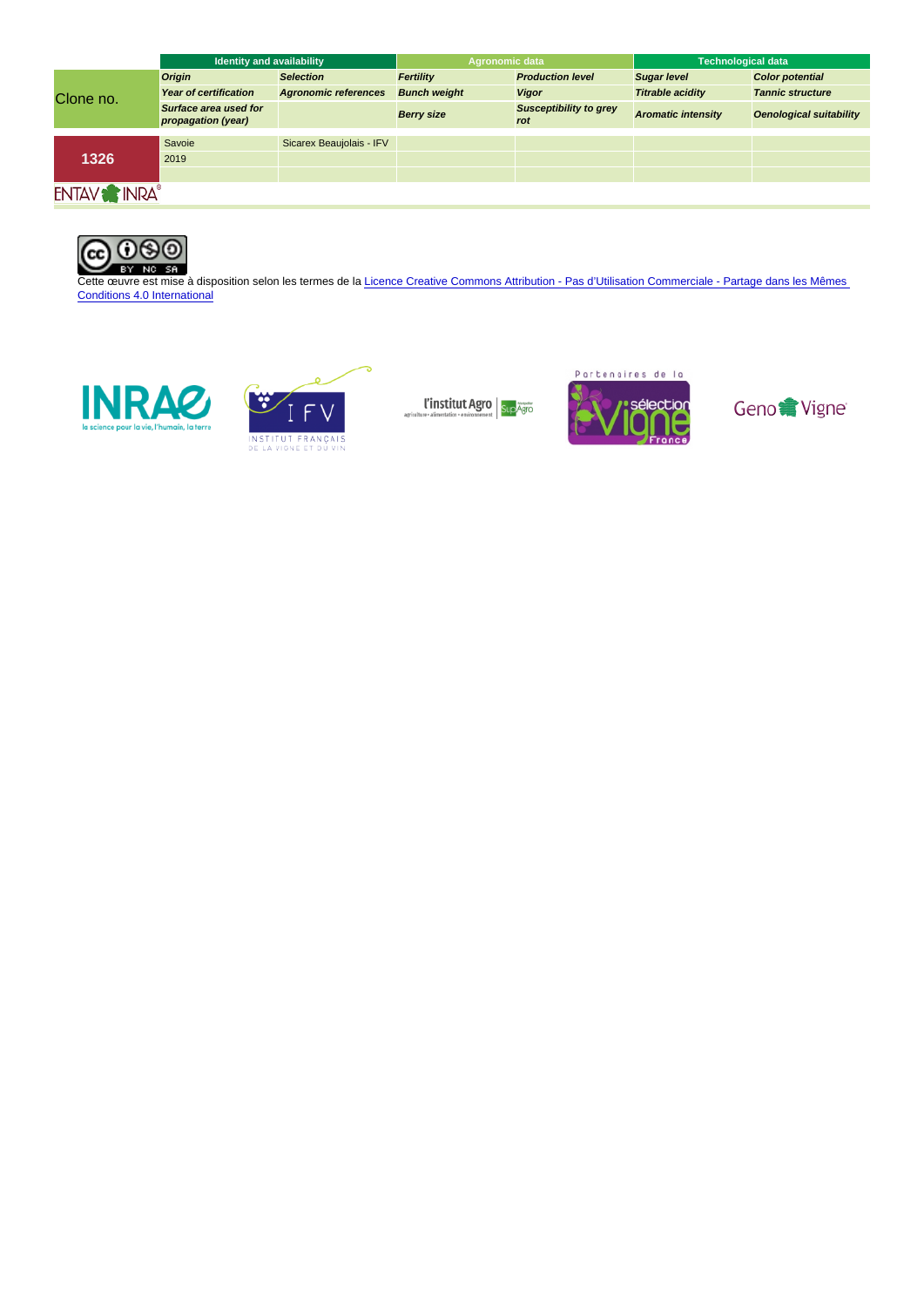| Clone no. | Identity and availability | | Agronomic data | | Technological data | |
|---|---|---|---|---|---|---|
| | *Origin* | *Selection* | *Fertility* | *Production level* | *Sugar level* | *Color potential* |
| | *Year of certification* | *Agronomic references* | *Bunch weight* | *Vigor* | *Titrable acidity* | *Tannic structure* |
| | *Surface area used for propagation (year)* | | *Berry size* | *Susceptibility to grey rot* | *Aromatic intensity* | *Oenological suitability* |
| **1326** | Savoie | Sicarex Beaujolais - IFV | | | | |
| | 2019 | | | | | |
| | | | | | | |

ENTAV INRA®

Cette œuvre est mise à disposition selon les termes de la Licence Creative Commons Attribution - Pas d'Utilisation Commerciale - Partage dans les Mêmes Conditions 4.0 International